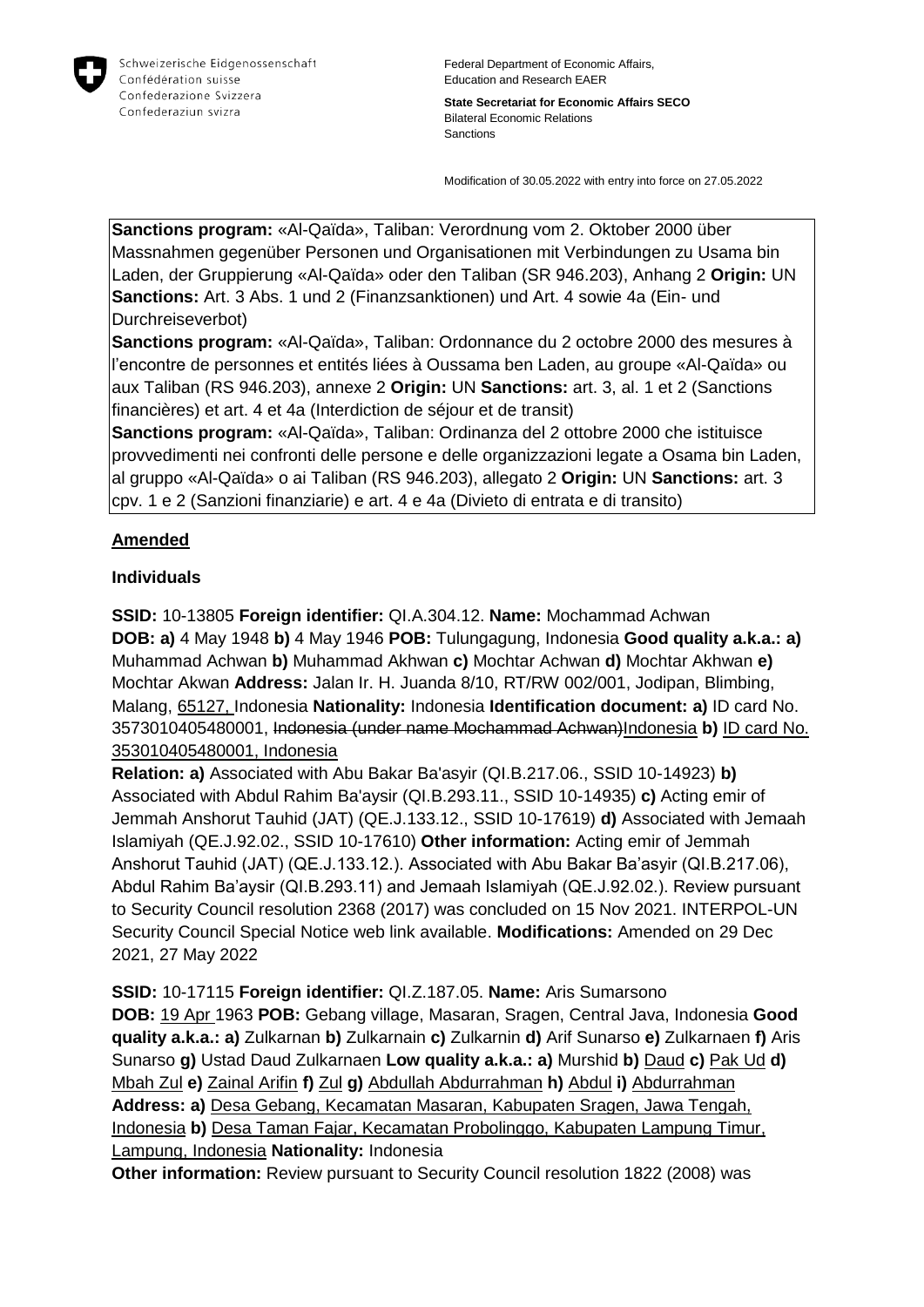Schweizerische Eidgenossenschaft
Confédération suisse
Confederazione Svizzera
Confederaziun svizra

Federal Department of Economic Affairs, Education and Research EAER

**State Secretariat for Economic Affairs SECO**
Bilateral Economic Relations
Sanctions

Modification of 30.05.2022 with entry into force on 27.05.2022

**Sanctions program:** «Al-Qaïda», Taliban: Verordnung vom 2. Oktober 2000 über Massnahmen gegenüber Personen und Organisationen mit Verbindungen zu Usama bin Laden, der Gruppierung «Al-Qaïda» oder den Taliban (SR 946.203), Anhang 2 **Origin:** UN **Sanctions:** Art. 3 Abs. 1 und 2 (Finanzsanktionen) und Art. 4 sowie 4a (Ein- und Durchreiseverbot)
**Sanctions program:** «Al-Qaïda», Taliban: Ordonnance du 2 octobre 2000 des mesures à l'encontre de personnes et entités liées à Oussama ben Laden, au groupe «Al-Qaïda» ou aux Taliban (RS 946.203), annexe 2 **Origin:** UN **Sanctions:** art. 3, al. 1 et 2 (Sanctions financières) et art. 4 et 4a (Interdiction de séjour et de transit)
**Sanctions program:** «Al-Qaïda», Taliban: Ordinanza del 2 ottobre 2000 che istituisce provvedimenti nei confronti delle persone e delle organizzazioni legate a Osama bin Laden, al gruppo «Al-Qaïda» o ai Taliban (RS 946.203), allegato 2 **Origin:** UN **Sanctions:** art. 3 cpv. 1 e 2 (Sanzioni finanziarie) e art. 4 e 4a (Divieto di entrata e di transito)

## Amended

### Individuals

**SSID:** 10-13805 **Foreign identifier:** QI.A.304.12. **Name:** Mochammad Achwan
**DOB: a)** 4 May 1948 **b)** 4 May 1946 **POB:** Tulungagung, Indonesia **Good quality a.k.a.: a)** Muhammad Achwan **b)** Muhammad Akhwan **c)** Mochtar Achwan **d)** Mochtar Akhwan **e)** Mochtar Akwan **Address:** Jalan Ir. H. Juanda 8/10, RT/RW 002/001, Jodipan, Blimbing, Malang, 65127, Indonesia **Nationality:** Indonesia **Identification document: a)** ID card No. 3573010405480001, ~~Indonesia (under name Mochammad Achwan)~~Indonesia **b)** ID card No. 353010405480001, Indonesia
**Relation: a)** Associated with Abu Bakar Ba'asyir (QI.B.217.06., SSID 10-14923) **b)** Associated with Abdul Rahim Ba'aysir (QI.B.293.11., SSID 10-14935) **c)** Acting emir of Jemmah Anshorut Tauhid (JAT) (QE.J.133.12., SSID 10-17619) **d)** Associated with Jemaah Islamiyah (QE.J.92.02., SSID 10-17610) **Other information:** Acting emir of Jemmah Anshorut Tauhid (JAT) (QE.J.133.12.). Associated with Abu Bakar Ba'asyir (QI.B.217.06), Abdul Rahim Ba'aysir (QI.B.293.11) and Jemaah Islamiyah (QE.J.92.02.). Review pursuant to Security Council resolution 2368 (2017) was concluded on 15 Nov 2021. INTERPOL-UN Security Council Special Notice web link available. **Modifications:** Amended on 29 Dec 2021, 27 May 2022

**SSID:** 10-17115 **Foreign identifier:** QI.Z.187.05. **Name:** Aris Sumarsono
**DOB:** 19 Apr 1963 **POB:** Gebang village, Masaran, Sragen, Central Java, Indonesia **Good quality a.k.a.: a)** Zulkarnan **b)** Zulkarnain **c)** Zulkarnin **d)** Arif Sunarso **e)** Zulkarnaen **f)** Aris Sunarso **g)** Ustad Daud Zulkarnaen **Low quality a.k.a.: a)** Murshid **b)** Daud **c)** Pak Ud **d)** Mbah Zul **e)** Zainal Arifin **f)** Zul **g)** Abdullah Abdurrahman **h)** Abdul **i)** Abdurrahman **Address: a)** Desa Gebang, Kecamatan Masaran, Kabupaten Sragen, Jawa Tengah, Indonesia **b)** Desa Taman Fajar, Kecamatan Probolinggo, Kabupaten Lampung Timur, Lampung, Indonesia **Nationality:** Indonesia
**Other information:** Review pursuant to Security Council resolution 1822 (2008) was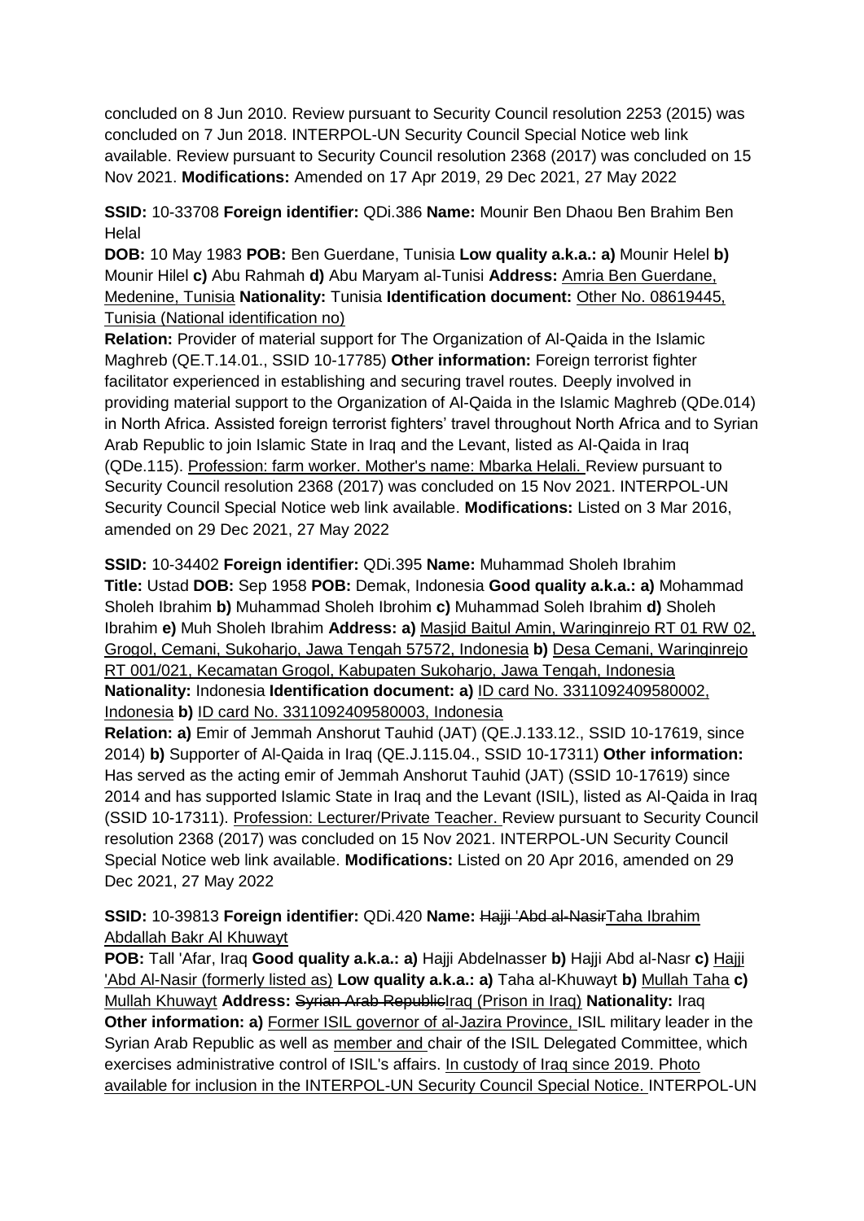concluded on 8 Jun 2010. Review pursuant to Security Council resolution 2253 (2015) was concluded on 7 Jun 2018. INTERPOL-UN Security Council Special Notice web link available. Review pursuant to Security Council resolution 2368 (2017) was concluded on 15 Nov 2021. **Modifications:** Amended on 17 Apr 2019, 29 Dec 2021, 27 May 2022

**SSID:** 10-33708 **Foreign identifier:** QDi.386 **Name:** Mounir Ben Dhaou Ben Brahim Ben Helal
**DOB:** 10 May 1983 **POB:** Ben Guerdane, Tunisia **Low quality a.k.a.: a)** Mounir Helel **b)** Mounir Hilel **c)** Abu Rahmah **d)** Abu Maryam al-Tunisi **Address:** Amria Ben Guerdane, Medenine, Tunisia **Nationality:** Tunisia **Identification document:** Other No. 08619445, Tunisia (National identification no)
**Relation:** Provider of material support for The Organization of Al-Qaida in the Islamic Maghreb (QE.T.14.01., SSID 10-17785) **Other information:** Foreign terrorist fighter facilitator experienced in establishing and securing travel routes. Deeply involved in providing material support to the Organization of Al-Qaida in the Islamic Maghreb (QDe.014) in North Africa. Assisted foreign terrorist fighters' travel throughout North Africa and to Syrian Arab Republic to join Islamic State in Iraq and the Levant, listed as Al-Qaida in Iraq (QDe.115). Profession: farm worker. Mother's name: Mbarka Helali. Review pursuant to Security Council resolution 2368 (2017) was concluded on 15 Nov 2021. INTERPOL-UN Security Council Special Notice web link available. **Modifications:** Listed on 3 Mar 2016, amended on 29 Dec 2021, 27 May 2022

**SSID:** 10-34402 **Foreign identifier:** QDi.395 **Name:** Muhammad Sholeh Ibrahim
**Title:** Ustad **DOB:** Sep 1958 **POB:** Demak, Indonesia **Good quality a.k.a.: a)** Mohammad Sholeh Ibrahim **b)** Muhammad Sholeh Ibrohim **c)** Muhammad Soleh Ibrahim **d)** Sholeh Ibrahim **e)** Muh Sholeh Ibrahim **Address: a)** Masjid Baitul Amin, Waringinrejo RT 01 RW 02, Grogol, Cemani, Sukoharjo, Jawa Tengah 57572, Indonesia **b)** Desa Cemani, Waringinrejo RT 001/021, Kecamatan Grogol, Kabupaten Sukoharjo, Jawa Tengah, Indonesia **Nationality:** Indonesia **Identification document: a)** ID card No. 3311092409580002, Indonesia **b)** ID card No. 3311092409580003, Indonesia
**Relation: a)** Emir of Jemmah Anshorut Tauhid (JAT) (QE.J.133.12., SSID 10-17619, since 2014) **b)** Supporter of Al-Qaida in Iraq (QE.J.115.04., SSID 10-17311) **Other information:** Has served as the acting emir of Jemmah Anshorut Tauhid (JAT) (SSID 10-17619) since 2014 and has supported Islamic State in Iraq and the Levant (ISIL), listed as Al-Qaida in Iraq (SSID 10-17311). Profession: Lecturer/Private Teacher. Review pursuant to Security Council resolution 2368 (2017) was concluded on 15 Nov 2021. INTERPOL-UN Security Council Special Notice web link available. **Modifications:** Listed on 20 Apr 2016, amended on 29 Dec 2021, 27 May 2022

**SSID:** 10-39813 **Foreign identifier:** QDi.420 **Name:** ~~Hajji 'Abd al-Nasir~~Taha Ibrahim Abdallah Bakr Al Khuwayt
**POB:** Tall 'Afar, Iraq **Good quality a.k.a.: a)** Hajji Abdelnasser **b)** Hajji Abd al-Nasr **c)** Hajji 'Abd Al-Nasir (formerly listed as) **Low quality a.k.a.: a)** Taha al-Khuwayt **b)** Mullah Taha **c)** Mullah Khuwayt **Address:** ~~Syrian Arab Republic~~Iraq (Prison in Iraq) **Nationality:** Iraq
**Other information: a)** Former ISIL governor of al-Jazira Province, ISIL military leader in the Syrian Arab Republic as well as member and chair of the ISIL Delegated Committee, which exercises administrative control of ISIL's affairs. In custody of Iraq since 2019. Photo available for inclusion in the INTERPOL-UN Security Council Special Notice. INTERPOL-UN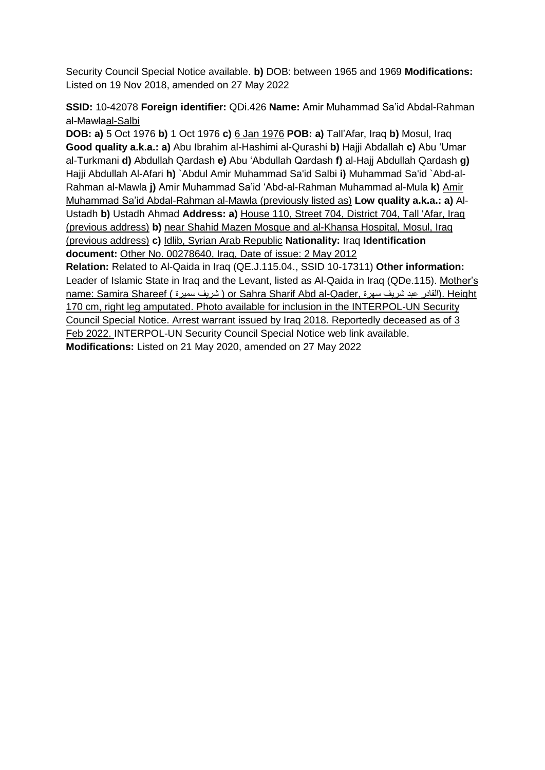Security Council Special Notice available. **b)** DOB: between 1965 and 1969 **Modifications:** Listed on 19 Nov 2018, amended on 27 May 2022

**SSID:** 10-42078 **Foreign identifier:** QDi.426 **Name:** Amir Muhammad Sa'id Abdal-Rahman ~~al-Mawla~~al-Salbi
**DOB: a)** 5 Oct 1976 **b)** 1 Oct 1976 **c)** 6 Jan 1976 **POB: a)** Tall'Afar, Iraq **b)** Mosul, Iraq **Good quality a.k.a.: a)** Abu Ibrahim al-Hashimi al-Qurashi **b)** Hajji Abdallah **c)** Abu 'Umar al-Turkmani **d)** Abdullah Qardash **e)** Abu 'Abdullah Qardash **f)** al-Hajj Abdullah Qardash **g)** Hajji Abdullah Al-Afari **h)** `Abdul Amir Muhammad Sa'id Salbi **i)** Muhammad Sa'id `Abd-al-Rahman al-Mawla **j)** Amir Muhammad Sa'id 'Abd-al-Rahman Muhammad al-Mula **k)** Amir Muhammad Sa'id Abdal-Rahman al-Mawla (previously listed as) **Low quality a.k.a.: a)** Al-Ustadh **b)** Ustadh Ahmad **Address: a)** House 110, Street 704, District 704, Tall 'Afar, Iraq (previous address) **b)** near Shahid Mazen Mosque and al-Khansa Hospital, Mosul, Iraq (previous address) **c)** Idlib, Syrian Arab Republic **Nationality:** Iraq **Identification document:** Other No. 00278640, Iraq, Date of issue: 2 May 2012
**Relation:** Related to Al-Qaida in Iraq (QE.J.115.04., SSID 10-17311) **Other information:** Leader of Islamic State in Iraq and the Levant, listed as Al-Qaida in Iraq (QDe.115). Mother's name: Samira Shareef ( سميرة شريف ) or Sahra Sharif Abd al-Qader, سهرة شريف عبد القادر). Height 170 cm, right leg amputated. Photo available for inclusion in the INTERPOL-UN Security Council Special Notice. Arrest warrant issued by Iraq 2018. Reportedly deceased as of 3 Feb 2022. INTERPOL-UN Security Council Special Notice web link available.
**Modifications:** Listed on 21 May 2020, amended on 27 May 2022